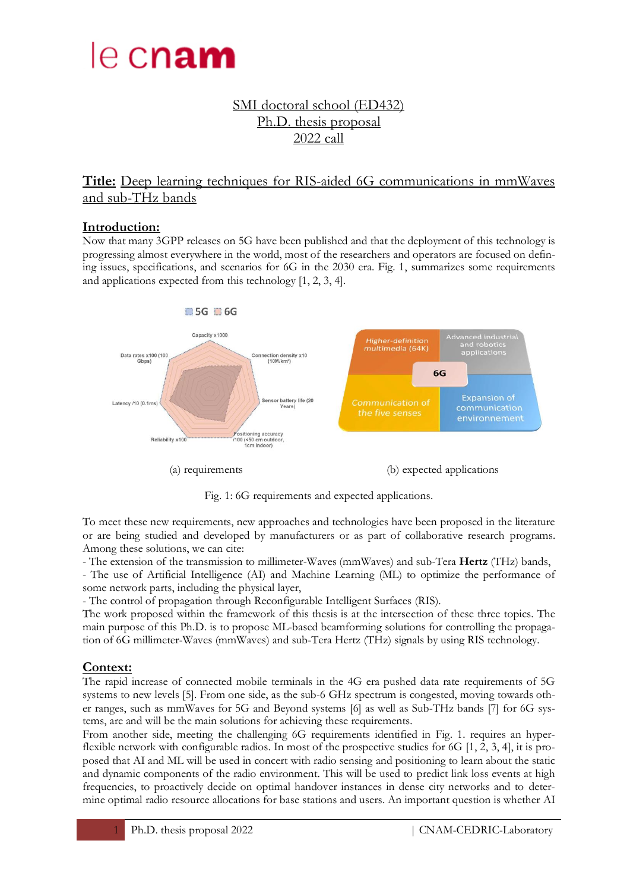le cnam

SMI doctoral school (ED432)
Ph.D. thesis proposal
2022 call

**Title:** Deep learning techniques for RIS-aided 6G communications in mmWaves and sub-THz bands

## Introduction:

Now that many 3GPP releases on 5G have been published and that the deployment of this technology is progressing almost everywhere in the world, most of the researchers and operators are focused on defining issues, specifications, and scenarios for 6G in the 2030 era. Fig. 1, summarizes some requirements and applications expected from this technology [1, 2, 3, 4].

(a) requirements

(b) expected applications

Fig. 1: 6G requirements and expected applications.

To meet these new requirements, new approaches and technologies have been proposed in the literature or are being studied and developed by manufacturers or as part of collaborative research programs. Among these solutions, we can cite:
- The extension of the transmission to millimeter-Waves (mmWaves) and sub-Tera **Hertz** (THz) bands,
- The use of Artificial Intelligence (AI) and Machine Learning (ML) to optimize the performance of some network parts, including the physical layer,
- The control of propagation through Reconfigurable Intelligent Surfaces (RIS).

The work proposed within the framework of this thesis is at the intersection of these three topics. The main purpose of this Ph.D. is to propose ML-based beamforming solutions for controlling the propagation of 6G millimeter-Waves (mmWaves) and sub-Tera Hertz (THz) signals by using RIS technology.

## Context:

The rapid increase of connected mobile terminals in the 4G era pushed data rate requirements of 5G systems to new levels [5]. From one side, as the sub-6 GHz spectrum is congested, moving towards other ranges, such as mmWaves for 5G and Beyond systems [6] as well as Sub-THz bands [7] for 6G systems, are and will be the main solutions for achieving these requirements.

From another side, meeting the challenging 6G requirements identified in Fig. 1. requires an hyper-flexible network with configurable radios. In most of the prospective studies for 6G [1, 2, 3, 4], it is proposed that AI and ML will be used in concert with radio sensing and positioning to learn about the static and dynamic components of the radio environment. This will be used to predict link loss events at high frequencies, to proactively decide on optimal handover instances in dense city networks and to determine optimal radio resource allocations for base stations and users. An important question is whether AI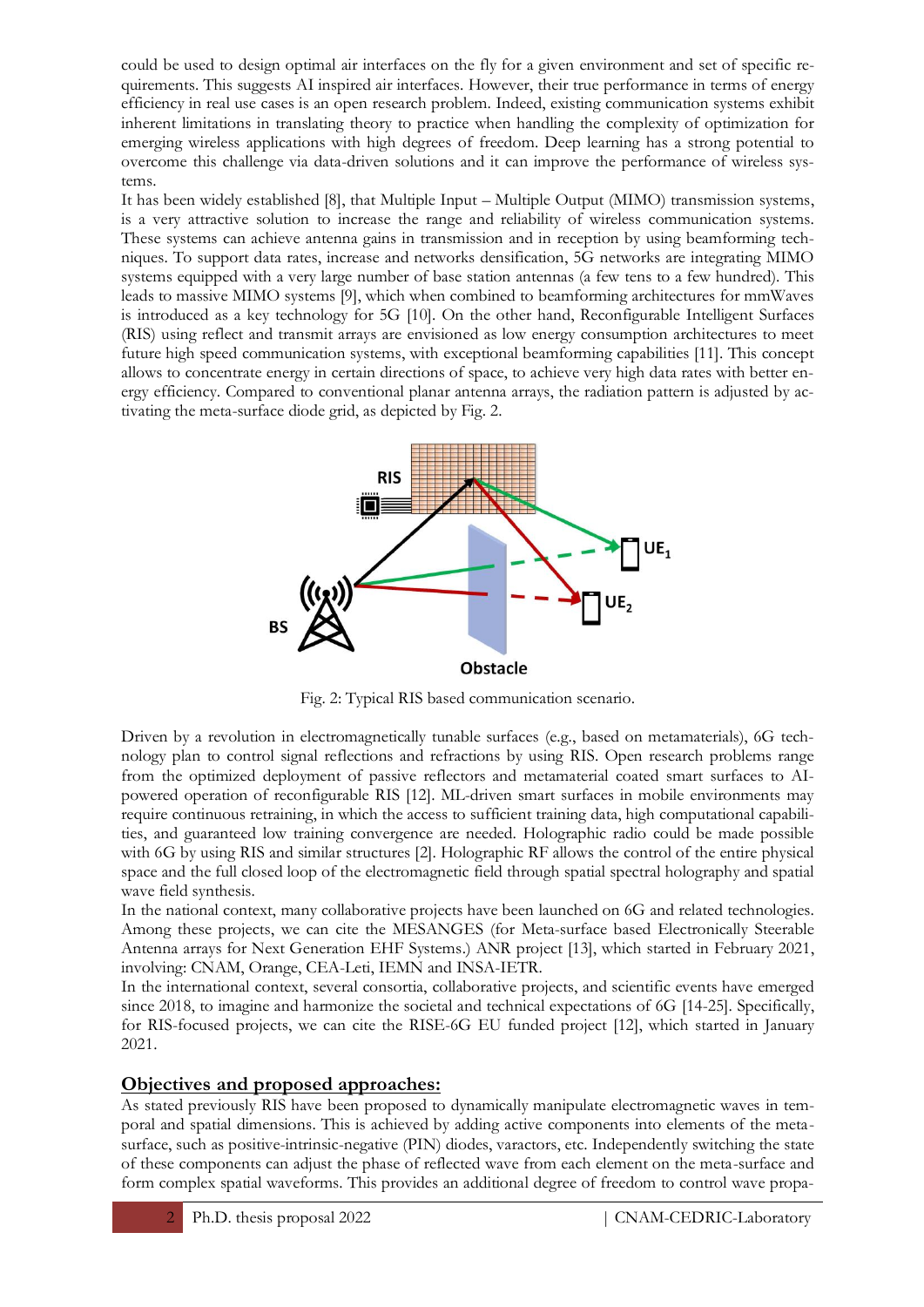could be used to design optimal air interfaces on the fly for a given environment and set of specific requirements. This suggests AI inspired air interfaces. However, their true performance in terms of energy efficiency in real use cases is an open research problem. Indeed, existing communication systems exhibit inherent limitations in translating theory to practice when handling the complexity of optimization for emerging wireless applications with high degrees of freedom. Deep learning has a strong potential to overcome this challenge via data-driven solutions and it can improve the performance of wireless systems.

It has been widely established [8], that Multiple Input – Multiple Output (MIMO) transmission systems, is a very attractive solution to increase the range and reliability of wireless communication systems. These systems can achieve antenna gains in transmission and in reception by using beamforming techniques. To support data rates, increase and networks densification, 5G networks are integrating MIMO systems equipped with a very large number of base station antennas (a few tens to a few hundred). This leads to massive MIMO systems [9], which when combined to beamforming architectures for mmWaves is introduced as a key technology for 5G [10]. On the other hand, Reconfigurable Intelligent Surfaces (RIS) using reflect and transmit arrays are envisioned as low energy consumption architectures to meet future high speed communication systems, with exceptional beamforming capabilities [11]. This concept allows to concentrate energy in certain directions of space, to achieve very high data rates with better energy efficiency. Compared to conventional planar antenna arrays, the radiation pattern is adjusted by activating the meta-surface diode grid, as depicted by Fig. 2.

Fig. 2: Typical RIS based communication scenario.

Driven by a revolution in electromagnetically tunable surfaces (e.g., based on metamaterials), 6G technology plan to control signal reflections and refractions by using RIS. Open research problems range from the optimized deployment of passive reflectors and metamaterial coated smart surfaces to AI-powered operation of reconfigurable RIS [12]. ML-driven smart surfaces in mobile environments may require continuous retraining, in which the access to sufficient training data, high computational capabilities, and guaranteed low training convergence are needed. Holographic radio could be made possible with 6G by using RIS and similar structures [2]. Holographic RF allows the control of the entire physical space and the full closed loop of the electromagnetic field through spatial spectral holography and spatial wave field synthesis.

In the national context, many collaborative projects have been launched on 6G and related technologies. Among these projects, we can cite the MESANGES (for Meta-surface based Electronically Steerable Antenna arrays for Next Generation EHF Systems.) ANR project [13], which started in February 2021, involving: CNAM, Orange, CEA-Leti, IEMN and INSA-IETR.

In the international context, several consortia, collaborative projects, and scientific events have emerged since 2018, to imagine and harmonize the societal and technical expectations of 6G [14-25]. Specifically, for RIS-focused projects, we can cite the RISE-6G EU funded project [12], which started in January 2021.

## Objectives and proposed approaches:

As stated previously RIS have been proposed to dynamically manipulate electromagnetic waves in temporal and spatial dimensions. This is achieved by adding active components into elements of the meta-surface, such as positive-intrinsic-negative (PIN) diodes, varactors, etc. Independently switching the state of these components can adjust the phase of reflected wave from each element on the meta-surface and form complex spatial waveforms. This provides an additional degree of freedom to control wave propa-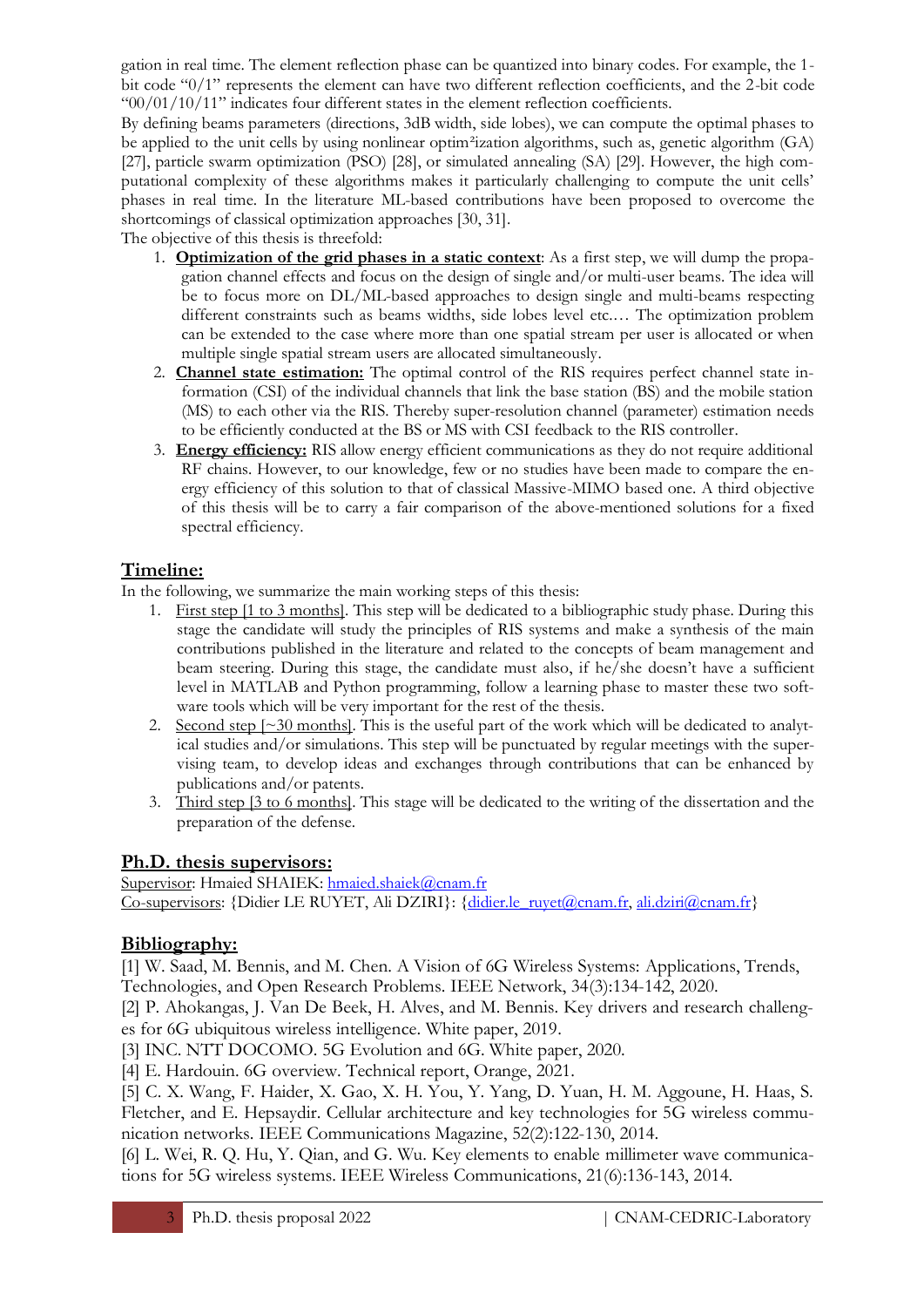gation in real time. The element reflection phase can be quantized into binary codes. For example, the 1-bit code "0/1" represents the element can have two different reflection coefficients, and the 2-bit code "00/01/10/11" indicates four different states in the element reflection coefficients.

By defining beams parameters (directions, 3dB width, side lobes), we can compute the optimal phases to be applied to the unit cells by using nonlinear optim²ization algorithms, such as, genetic algorithm (GA) [27], particle swarm optimization (PSO) [28], or simulated annealing (SA) [29]. However, the high computational complexity of these algorithms makes it particularly challenging to compute the unit cells' phases in real time. In the literature ML-based contributions have been proposed to overcome the shortcomings of classical optimization approaches [30, 31].

The objective of this thesis is threefold:

1. **Optimization of the grid phases in a static context**: As a first step, we will dump the propagation channel effects and focus on the design of single and/or multi-user beams. The idea will be to focus more on DL/ML-based approaches to design single and multi-beams respecting different constraints such as beams widths, side lobes level etc.… The optimization problem can be extended to the case where more than one spatial stream per user is allocated or when multiple single spatial stream users are allocated simultaneously.
2. **Channel state estimation:** The optimal control of the RIS requires perfect channel state information (CSI) of the individual channels that link the base station (BS) and the mobile station (MS) to each other via the RIS. Thereby super-resolution channel (parameter) estimation needs to be efficiently conducted at the BS or MS with CSI feedback to the RIS controller.
3. **Energy efficiency:** RIS allow energy efficient communications as they do not require additional RF chains. However, to our knowledge, few or no studies have been made to compare the energy efficiency of this solution to that of classical Massive-MIMO based one. A third objective of this thesis will be to carry a fair comparison of the above-mentioned solutions for a fixed spectral efficiency.

## Timeline:

In the following, we summarize the main working steps of this thesis:

1. First step [1 to 3 months]. This step will be dedicated to a bibliographic study phase. During this stage the candidate will study the principles of RIS systems and make a synthesis of the main contributions published in the literature and related to the concepts of beam management and beam steering. During this stage, the candidate must also, if he/she doesn't have a sufficient level in MATLAB and Python programming, follow a learning phase to master these two software tools which will be very important for the rest of the thesis.
2. Second step [~30 months]. This is the useful part of the work which will be dedicated to analytical studies and/or simulations. This step will be punctuated by regular meetings with the supervising team, to develop ideas and exchanges through contributions that can be enhanced by publications and/or patents.
3. Third step [3 to 6 months]. This stage will be dedicated to the writing of the dissertation and the preparation of the defense.

## Ph.D. thesis supervisors:

Supervisor: Hmaied SHAIEK: hmaied.shaiek@cnam.fr
Co-supervisors: {Didier LE RUYET, Ali DZIRI}: {didier.le_ruyet@cnam.fr, ali.dziri@cnam.fr}

## Bibliography:

[1] W. Saad, M. Bennis, and M. Chen. A Vision of 6G Wireless Systems: Applications, Trends, Technologies, and Open Research Problems. IEEE Network, 34(3):134-142, 2020.

[2] P. Ahokangas, J. Van De Beek, H. Alves, and M. Bennis. Key drivers and research challenges for 6G ubiquitous wireless intelligence. White paper, 2019.

[3] INC. NTT DOCOMO. 5G Evolution and 6G. White paper, 2020.

[4] E. Hardouin. 6G overview. Technical report, Orange, 2021.

[5] C. X. Wang, F. Haider, X. Gao, X. H. You, Y. Yang, D. Yuan, H. M. Aggoune, H. Haas, S. Fletcher, and E. Hepsaydir. Cellular architecture and key technologies for 5G wireless communication networks. IEEE Communications Magazine, 52(2):122-130, 2014.

[6] L. Wei, R. Q. Hu, Y. Qian, and G. Wu. Key elements to enable millimeter wave communications for 5G wireless systems. IEEE Wireless Communications, 21(6):136-143, 2014.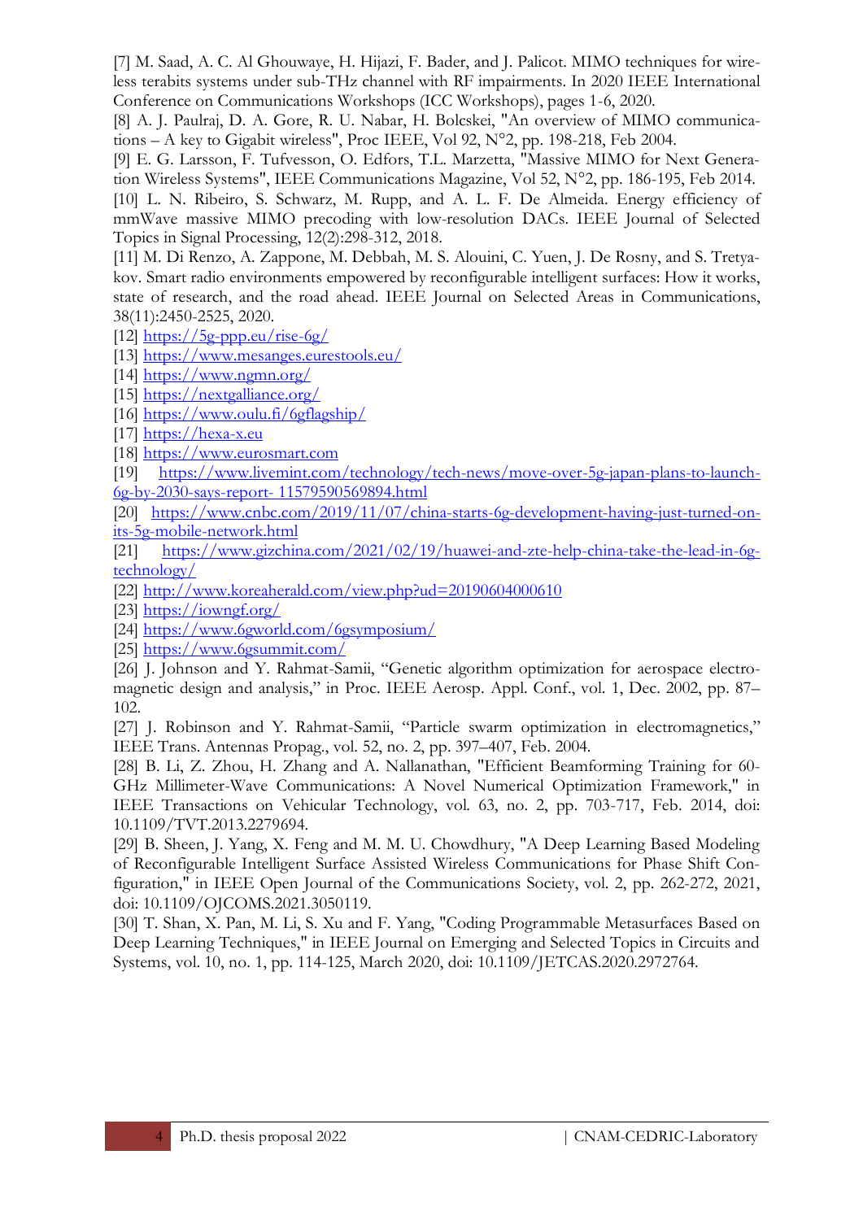[7] M. Saad, A. C. Al Ghouwaye, H. Hijazi, F. Bader, and J. Palicot. MIMO techniques for wireless terabits systems under sub-THz channel with RF impairments. In 2020 IEEE International Conference on Communications Workshops (ICC Workshops), pages 1-6, 2020.

[8] A. J. Paulraj, D. A. Gore, R. U. Nabar, H. Bolcskei, "An overview of MIMO communications – A key to Gigabit wireless", Proc IEEE, Vol 92, N°2, pp. 198-218, Feb 2004.

[9] E. G. Larsson, F. Tufvesson, O. Edfors, T.L. Marzetta, "Massive MIMO for Next Generation Wireless Systems", IEEE Communications Magazine, Vol 52, N°2, pp. 186-195, Feb 2014.

[10] L. N. Ribeiro, S. Schwarz, M. Rupp, and A. L. F. De Almeida. Energy efficiency of mmWave massive MIMO precoding with low-resolution DACs. IEEE Journal of Selected Topics in Signal Processing, 12(2):298-312, 2018.

[11] M. Di Renzo, A. Zappone, M. Debbah, M. S. Alouini, C. Yuen, J. De Rosny, and S. Tretyakov. Smart radio environments empowered by reconfigurable intelligent surfaces: How it works, state of research, and the road ahead. IEEE Journal on Selected Areas in Communications, 38(11):2450-2525, 2020.

[12] https://5g-ppp.eu/rise-6g/

[13] https://www.mesanges.eurestools.eu/

[14] https://www.ngmn.org/

[15] https://nextgalliance.org/

[16] https://www.oulu.fi/6gflagship/

[17] https://hexa-x.eu

[18] https://www.eurosmart.com

[19] https://www.livemint.com/technology/tech-news/move-over-5g-japan-plans-to-launch-6g-by-2030-says-report- 11579590569894.html

[20] https://www.cnbc.com/2019/11/07/china-starts-6g-development-having-just-turned-on-its-5g-mobile-network.html

[21] https://www.gizchina.com/2021/02/19/huawei-and-zte-help-china-take-the-lead-in-6g-technology/

[22] http://www.koreaherald.com/view.php?ud=20190604000610

[23] https://iowngf.org/

[24] https://www.6gworld.com/6gsymposium/

[25] https://www.6gsummit.com/

[26] J. Johnson and Y. Rahmat-Samii, "Genetic algorithm optimization for aerospace electromagnetic design and analysis," in Proc. IEEE Aerosp. Appl. Conf., vol. 1, Dec. 2002, pp. 87–102.

[27] J. Robinson and Y. Rahmat-Samii, "Particle swarm optimization in electromagnetics," IEEE Trans. Antennas Propag., vol. 52, no. 2, pp. 397–407, Feb. 2004.

[28] B. Li, Z. Zhou, H. Zhang and A. Nallanathan, "Efficient Beamforming Training for 60-GHz Millimeter-Wave Communications: A Novel Numerical Optimization Framework," in IEEE Transactions on Vehicular Technology, vol. 63, no. 2, pp. 703-717, Feb. 2014, doi: 10.1109/TVT.2013.2279694.

[29] B. Sheen, J. Yang, X. Feng and M. M. U. Chowdhury, "A Deep Learning Based Modeling of Reconfigurable Intelligent Surface Assisted Wireless Communications for Phase Shift Configuration," in IEEE Open Journal of the Communications Society, vol. 2, pp. 262-272, 2021, doi: 10.1109/OJCOMS.2021.3050119.

[30] T. Shan, X. Pan, M. Li, S. Xu and F. Yang, "Coding Programmable Metasurfaces Based on Deep Learning Techniques," in IEEE Journal on Emerging and Selected Topics in Circuits and Systems, vol. 10, no. 1, pp. 114-125, March 2020, doi: 10.1109/JETCAS.2020.2972764.